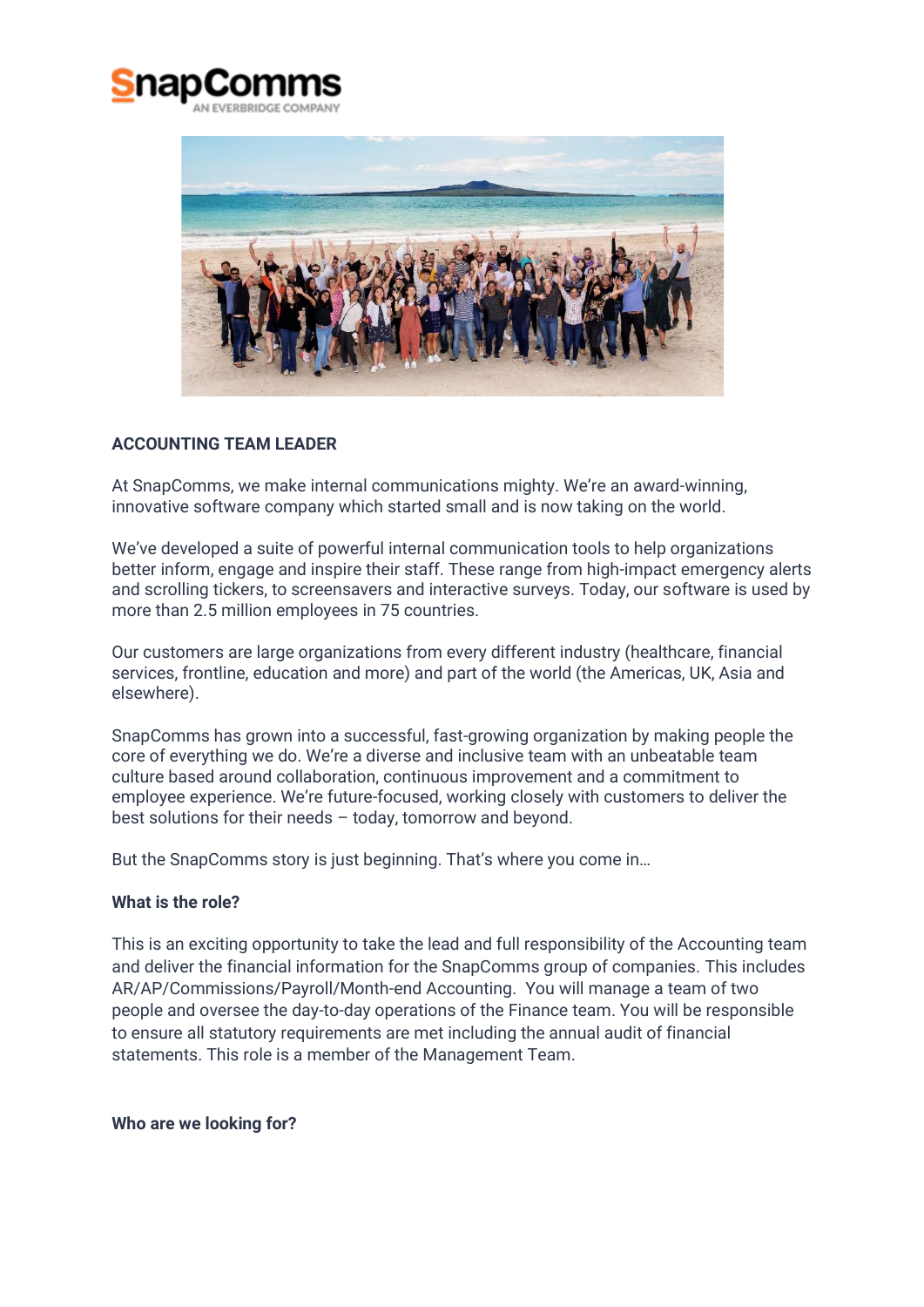**ACCOUNTING TEAM LEADER**

At SnapComms, we make internal communications mighty. We're an award-winning, innovative software company which started small and is now taking on the world.

We've developed a suite of powerful internal communication tools to help organizations better inform, engage and inspire their staff. These range from high-impact emergency alerts and scrolling tickers, to screensavers and interactive surveys. Today, our software is used by more than 2.5 million employees in 75 countries.

Our customers are large organizations from every different industry (healthcare, financial services, frontline, education and more) and part of the world (the Americas, UK, Asia and elsewhere).

SnapComms has grown into a successful, fast-growing organization by making people the core of everything we do. We're a diverse and inclusive team with an unbeatable team culture based around collaboration, continuous improvement and a commitment to employee experience. We're future-focused, working closely with customers to deliver the best solutions for their needs – today, tomorrow and beyond.

But the SnapComms story is just beginning. That's where you come in…

**What is the role?**

This is an exciting opportunity to take the lead and full responsibility of the Accounting team and deliver the financial information for the SnapComms group of companies. This includes AR/AP/Commissions/Payroll/Month-end Accounting. You will manage a team of two people and oversee the day-to-day operations of the Finance team. You will be responsible to ensure all statutory requirements are met including the annual audit of financial statements. This role is a member of the Management Team.

**Who are we looking for?**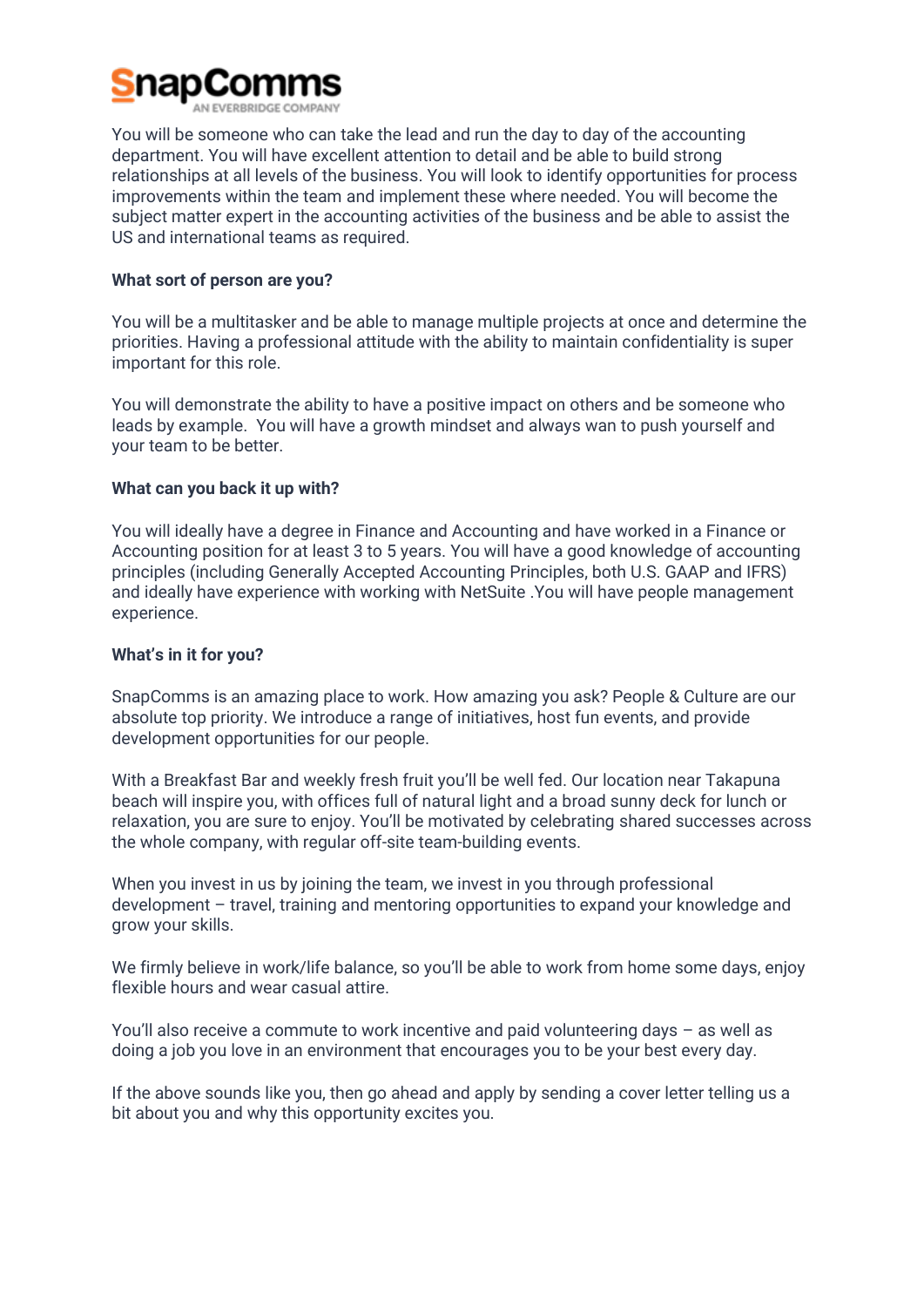SnapComms
AN EVERBRIDGE COMPANY

You will be someone who can take the lead and run the day to day of the accounting department. You will have excellent attention to detail and be able to build strong relationships at all levels of the business. You will look to identify opportunities for process improvements within the team and implement these where needed. You will become the subject matter expert in the accounting activities of the business and be able to assist the US and international teams as required.

**What sort of person are you?**

You will be a multitasker and be able to manage multiple projects at once and determine the priorities. Having a professional attitude with the ability to maintain confidentiality is super important for this role.

You will demonstrate the ability to have a positive impact on others and be someone who leads by example. You will have a growth mindset and always wan to push yourself and your team to be better.

**What can you back it up with?**

You will ideally have a degree in Finance and Accounting and have worked in a Finance or Accounting position for at least 3 to 5 years. You will have a good knowledge of accounting principles (including Generally Accepted Accounting Principles, both U.S. GAAP and IFRS) and ideally have experience with working with NetSuite .You will have people management experience.

**What's in it for you?**

SnapComms is an amazing place to work. How amazing you ask? People & Culture are our absolute top priority. We introduce a range of initiatives, host fun events, and provide development opportunities for our people.

With a Breakfast Bar and weekly fresh fruit you'll be well fed. Our location near Takapuna beach will inspire you, with offices full of natural light and a broad sunny deck for lunch or relaxation, you are sure to enjoy. You'll be motivated by celebrating shared successes across the whole company, with regular off-site team-building events.

When you invest in us by joining the team, we invest in you through professional development – travel, training and mentoring opportunities to expand your knowledge and grow your skills.

We firmly believe in work/life balance, so you'll be able to work from home some days, enjoy flexible hours and wear casual attire.

You'll also receive a commute to work incentive and paid volunteering days – as well as doing a job you love in an environment that encourages you to be your best every day.

If the above sounds like you, then go ahead and apply by sending a cover letter telling us a bit about you and why this opportunity excites you.